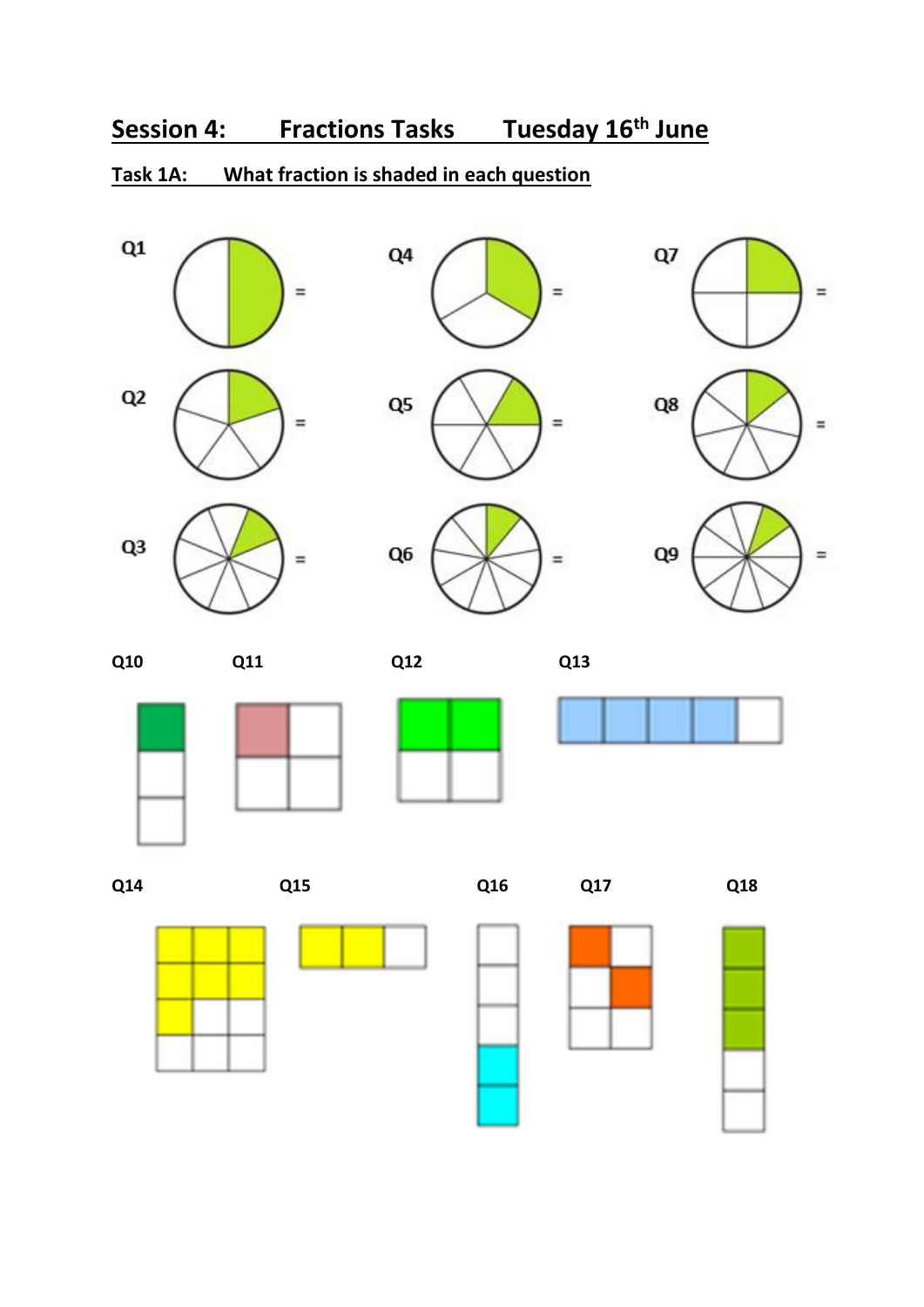## Session 4: Fractions Tasks Tuesday 16th June

### Task 1A: What fraction is shaded in each question

Q1 =

Q2 =

Q3 =

Q4 =

Q5 =

Q6 =

Q7 =

Q8 =

Q9 =

Q10

Q11

Q12

Q13

Q14

Q15

Q16

Q17

Q18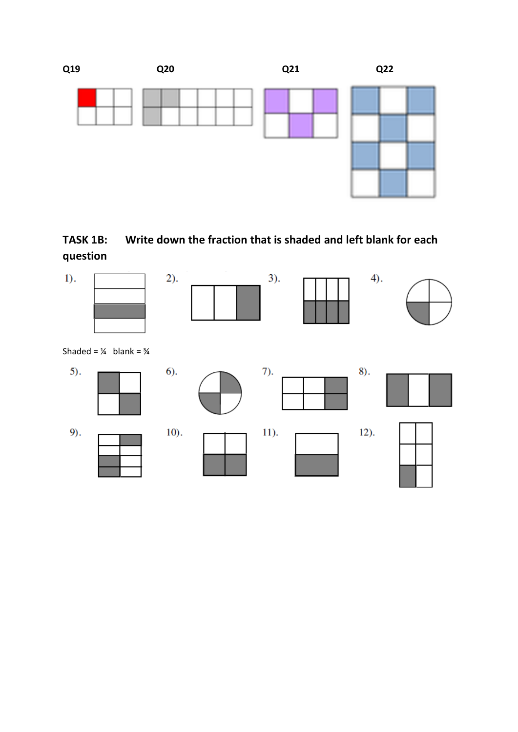**Q19** **Q20** **Q21** **Q22**

### TASK 1B: Write down the fraction that is shaded and left blank for each question

1). 2). 3). 4).

Shaded = ¼ blank = ¾

5). 6). 7). 8).

9). 10). 11). 12).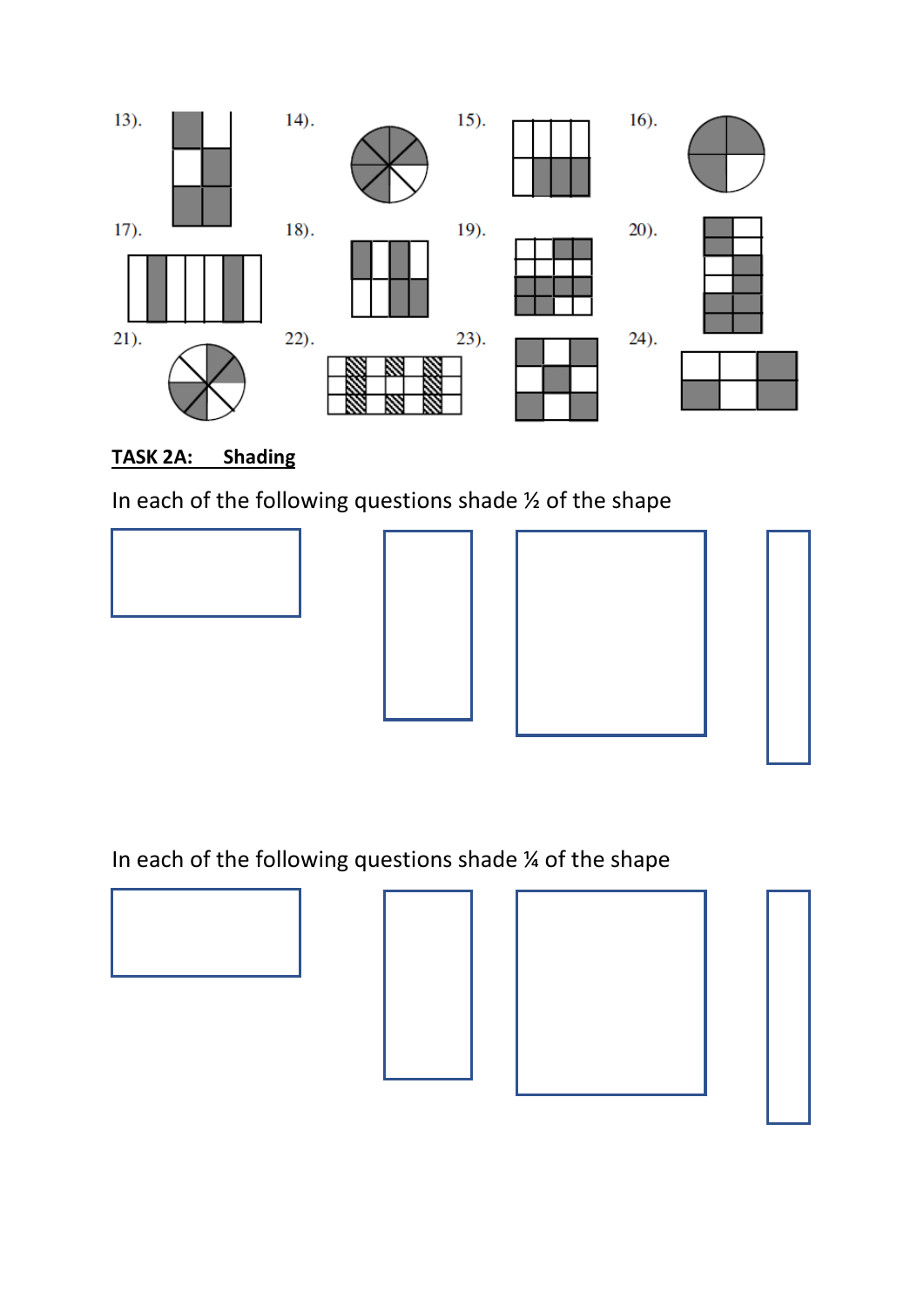13). 14). 15). 16).

17). 18). 19). 20).

21). 22). 23). 24).

**TASK 2A: Shading**

In each of the following questions shade ½ of the shape

In each of the following questions shade ¼ of the shape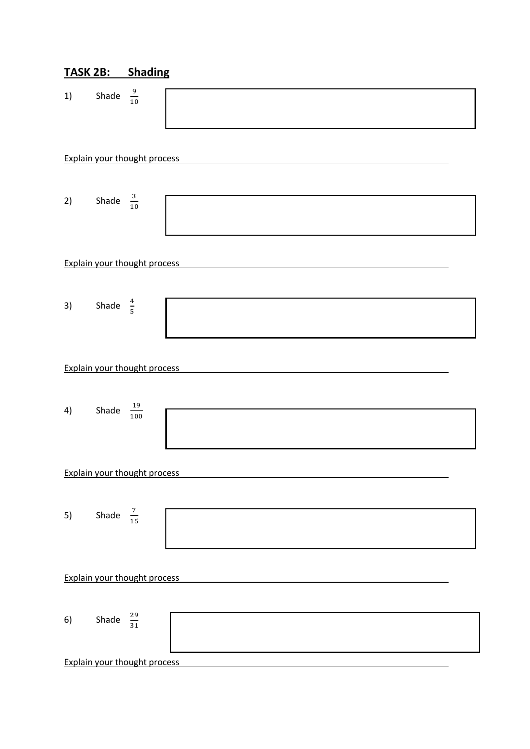## TASK 2B: Shading

1) Shade $\frac{9}{10}$

Explain your thought process

2) Shade $\frac{3}{10}$

Explain your thought process

3) Shade $\frac{4}{5}$

Explain your thought process

4) Shade $\frac{19}{100}$

Explain your thought process

5) Shade $\frac{7}{15}$

Explain your thought process

6) Shade $\frac{29}{31}$

Explain your thought process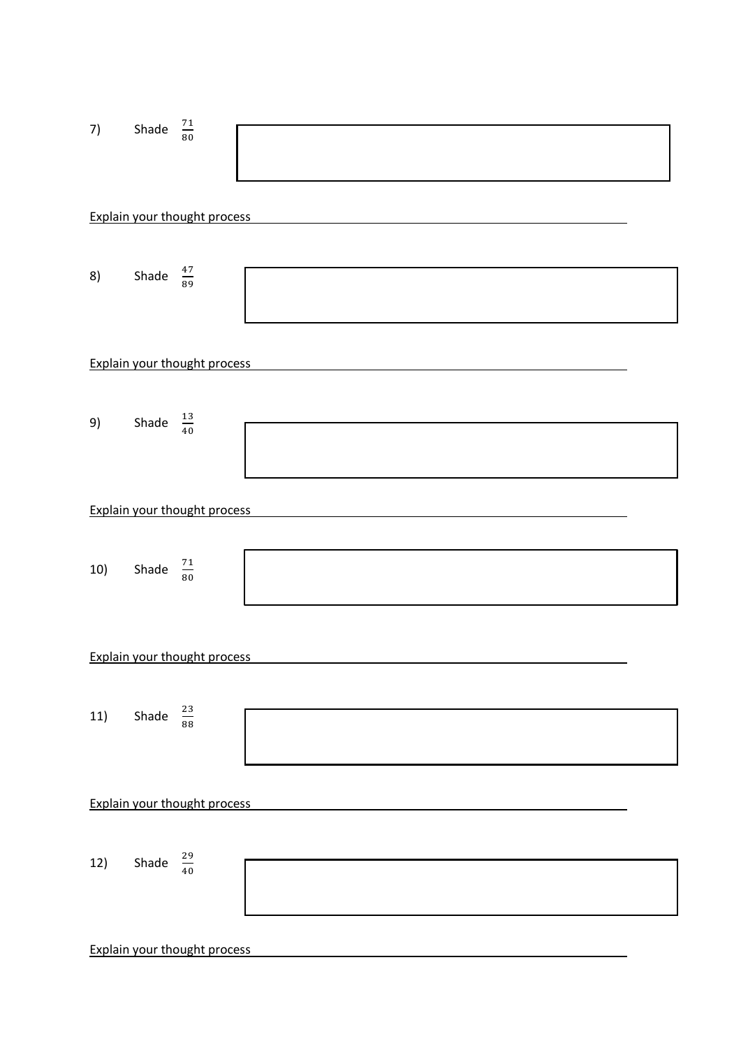7) Shade $\frac{71}{80}$

Explain your thought process

8) Shade $\frac{47}{89}$

Explain your thought process

9) Shade $\frac{13}{40}$

Explain your thought process

10) Shade $\frac{71}{80}$

Explain your thought process

11) Shade $\frac{23}{88}$

Explain your thought process

12) Shade $\frac{29}{40}$

Explain your thought process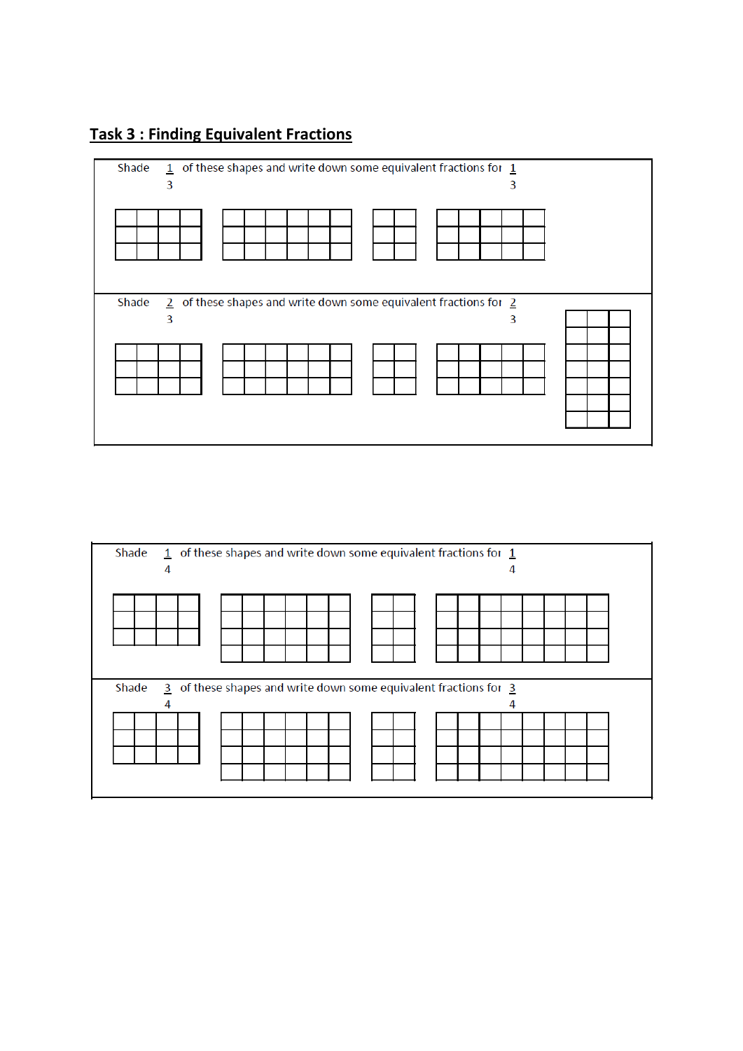## Task 3 : Finding Equivalent Fractions

Shade $\frac{1}{3}$ of these shapes and write down some equivalent fractions for $\frac{1}{3}$

Shade $\frac{2}{3}$ of these shapes and write down some equivalent fractions for $\frac{2}{3}$

Shade $\frac{1}{4}$ of these shapes and write down some equivalent fractions for $\frac{1}{4}$

Shade $\frac{3}{4}$ of these shapes and write down some equivalent fractions for $\frac{3}{4}$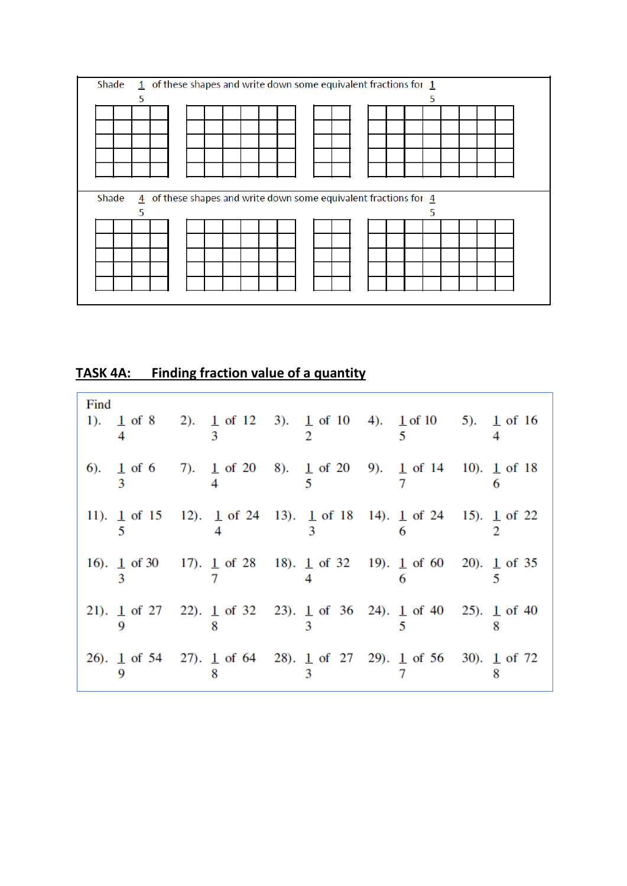Shade $\frac{1}{5}$ of these shapes and write down some equivalent fractions for $\frac{1}{5}$

Shade $\frac{4}{5}$ of these shapes and write down some equivalent fractions for $\frac{4}{5}$

## TASK 4A: Finding fraction value of a quantity

Find

| | | | | |
|---|---|---|---|---|
| 1). $\frac{1}{4}$ of 8 | 2). $\frac{1}{3}$ of 12 | 3). $\frac{1}{2}$ of 10 | 4). $\frac{1}{5}$ of 10 | 5). $\frac{1}{4}$ of 16 |
| 6). $\frac{1}{3}$ of 6 | 7). $\frac{1}{4}$ of 20 | 8). $\frac{1}{5}$ of 20 | 9). $\frac{1}{7}$ of 14 | 10). $\frac{1}{6}$ of 18 |
| 11). $\frac{1}{5}$ of 15 | 12). $\frac{1}{4}$ of 24 | 13). $\frac{1}{3}$ of 18 | 14). $\frac{1}{6}$ of 24 | 15). $\frac{1}{2}$ of 22 |
| 16). $\frac{1}{3}$ of 30 | 17). $\frac{1}{7}$ of 28 | 18). $\frac{1}{4}$ of 32 | 19). $\frac{1}{6}$ of 60 | 20). $\frac{1}{5}$ of 35 |
| 21). $\frac{1}{9}$ of 27 | 22). $\frac{1}{8}$ of 32 | 23). $\frac{1}{3}$ of 36 | 24). $\frac{1}{5}$ of 40 | 25). $\frac{1}{8}$ of 40 |
| 26). $\frac{1}{9}$ of 54 | 27). $\frac{1}{8}$ of 64 | 28). $\frac{1}{3}$ of 27 | 29). $\frac{1}{7}$ of 56 | 30). $\frac{1}{8}$ of 72 |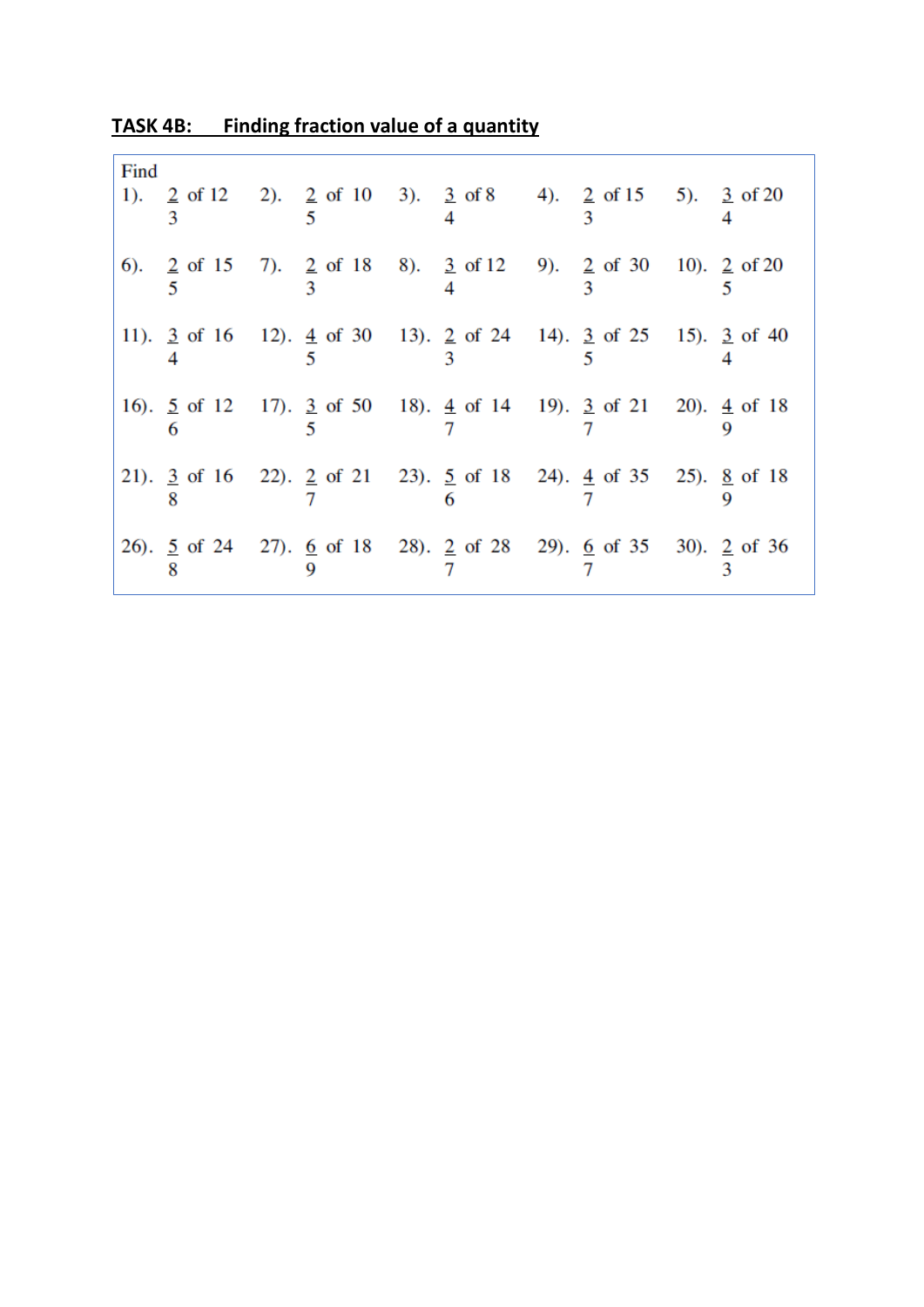## TASK 4B: Finding fraction value of a quantity

Find

| | | | | |
|---|---|---|---|---|
| 1). $\frac{2}{3}$ of 12 | 2). $\frac{2}{5}$ of 10 | 3). $\frac{3}{4}$ of 8 | 4). $\frac{2}{3}$ of 15 | 5). $\frac{3}{4}$ of 20 |
| 6). $\frac{2}{5}$ of 15 | 7). $\frac{2}{3}$ of 18 | 8). $\frac{3}{4}$ of 12 | 9). $\frac{2}{3}$ of 30 | 10). $\frac{2}{5}$ of 20 |
| 11). $\frac{3}{4}$ of 16 | 12). $\frac{4}{5}$ of 30 | 13). $\frac{2}{3}$ of 24 | 14). $\frac{3}{5}$ of 25 | 15). $\frac{3}{4}$ of 40 |
| 16). $\frac{5}{6}$ of 12 | 17). $\frac{3}{5}$ of 50 | 18). $\frac{4}{7}$ of 14 | 19). $\frac{3}{7}$ of 21 | 20). $\frac{4}{9}$ of 18 |
| 21). $\frac{3}{8}$ of 16 | 22). $\frac{2}{7}$ of 21 | 23). $\frac{5}{6}$ of 18 | 24). $\frac{4}{7}$ of 35 | 25). $\frac{8}{9}$ of 18 |
| 26). $\frac{5}{8}$ of 24 | 27). $\frac{6}{9}$ of 18 | 28). $\frac{2}{7}$ of 28 | 29). $\frac{6}{7}$ of 35 | 30). $\frac{2}{3}$ of 36 |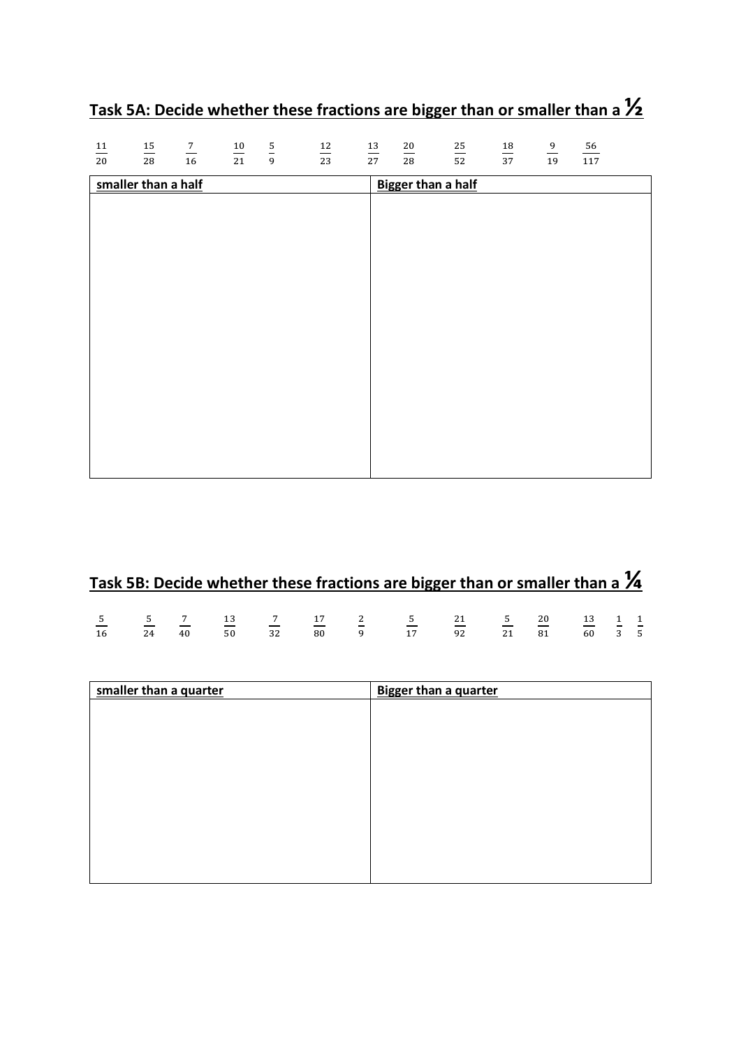## Task 5A: Decide whether these fractions are bigger than or smaller than a ½

$\frac{11}{20}$ $\frac{15}{28}$ $\frac{7}{16}$ $\frac{10}{21}$ $\frac{5}{9}$ $\frac{12}{23}$ $\frac{13}{27}$ $\frac{20}{28}$ $\frac{25}{52}$ $\frac{18}{37}$ $\frac{9}{19}$ $\frac{56}{117}$

| **smaller than a half** | **Bigger than a half** |
|---|---|
| | |

## Task 5B: Decide whether these fractions are bigger than or smaller than a ¼

$\frac{5}{16}$ $\frac{5}{24}$ $\frac{7}{40}$ $\frac{13}{50}$ $\frac{7}{32}$ $\frac{17}{80}$ $\frac{2}{9}$ $\frac{5}{17}$ $\frac{21}{92}$ $\frac{5}{21}$ $\frac{20}{81}$ $\frac{13}{60}$ $\frac{1}{3}$ $\frac{1}{5}$

| **smaller than a quarter** | **Bigger than a quarter** |
|---|---|
| | |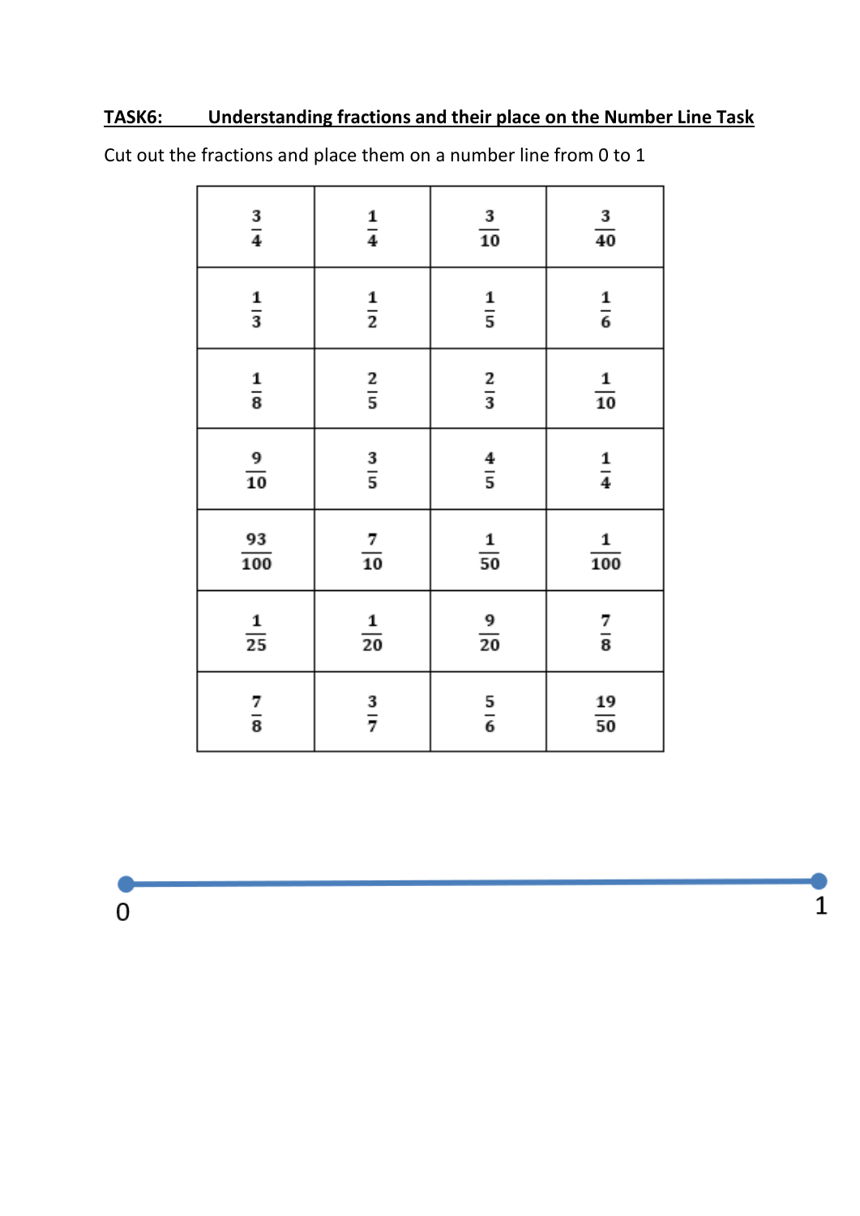## TASK6: Understanding fractions and their place on the Number Line Task

Cut out the fractions and place them on a number line from 0 to 1

| | | | |
|---|---|---|---|
| $\frac{3}{4}$ | $\frac{1}{4}$ | $\frac{3}{10}$ | $\frac{3}{40}$ |
| $\frac{1}{3}$ | $\frac{1}{2}$ | $\frac{1}{5}$ | $\frac{1}{6}$ |
| $\frac{1}{8}$ | $\frac{2}{5}$ | $\frac{2}{3}$ | $\frac{1}{10}$ |
| $\frac{9}{10}$ | $\frac{3}{5}$ | $\frac{4}{5}$ | $\frac{1}{4}$ |
| $\frac{93}{100}$ | $\frac{7}{10}$ | $\frac{1}{50}$ | $\frac{1}{100}$ |
| $\frac{1}{25}$ | $\frac{1}{20}$ | $\frac{9}{20}$ | $\frac{7}{8}$ |
| $\frac{7}{8}$ | $\frac{3}{7}$ | $\frac{5}{6}$ | $\frac{19}{50}$ |

0

1